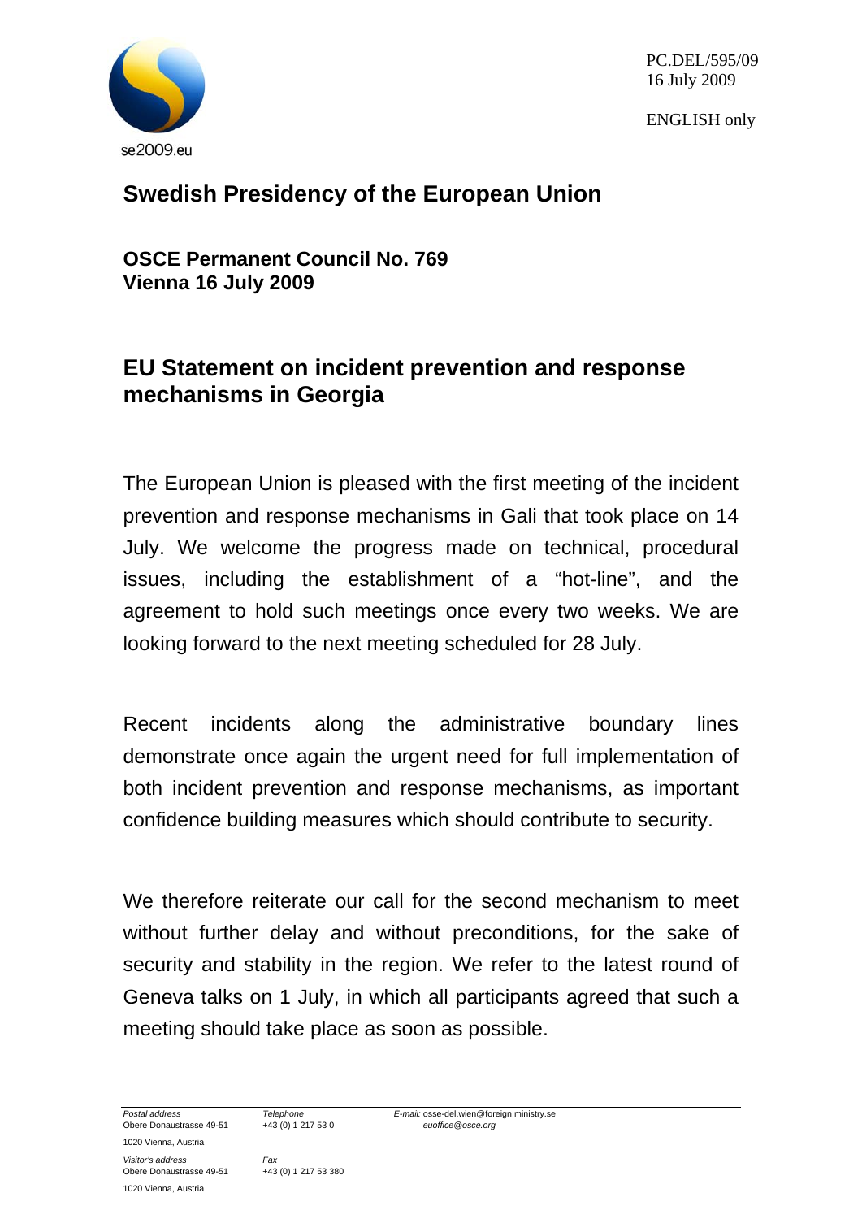PC.DEL/595/09
16 July 2009

ENGLISH only

se2009.eu

# Swedish Presidency of the European Union

**OSCE Permanent Council No. 769**
**Vienna 16 July 2009**

## EU Statement on incident prevention and response mechanisms in Georgia

The European Union is pleased with the first meeting of the incident prevention and response mechanisms in Gali that took place on 14 July. We welcome the progress made on technical, procedural issues, including the establishment of a “hot-line”, and the agreement to hold such meetings once every two weeks. We are looking forward to the next meeting scheduled for 28 July.

Recent incidents along the administrative boundary lines demonstrate once again the urgent need for full implementation of both incident prevention and response mechanisms, as important confidence building measures which should contribute to security.

We therefore reiterate our call for the second mechanism to meet without further delay and without preconditions, for the sake of security and stability in the region. We refer to the latest round of Geneva talks on 1 July, in which all participants agreed that such a meeting should take place as soon as possible.

*Postal address*
Obere Donaustrasse 49-51
1020 Vienna, Austria

*Visitor's address*
Obere Donaustrasse 49-51
1020 Vienna, Austria

*Telephone*
+43 (0) 1 217 53 0

*Fax*
+43 (0) 1 217 53 380

*E-mail:* osse-del.wien@foreign.ministry.se
*euoffice@osce.org*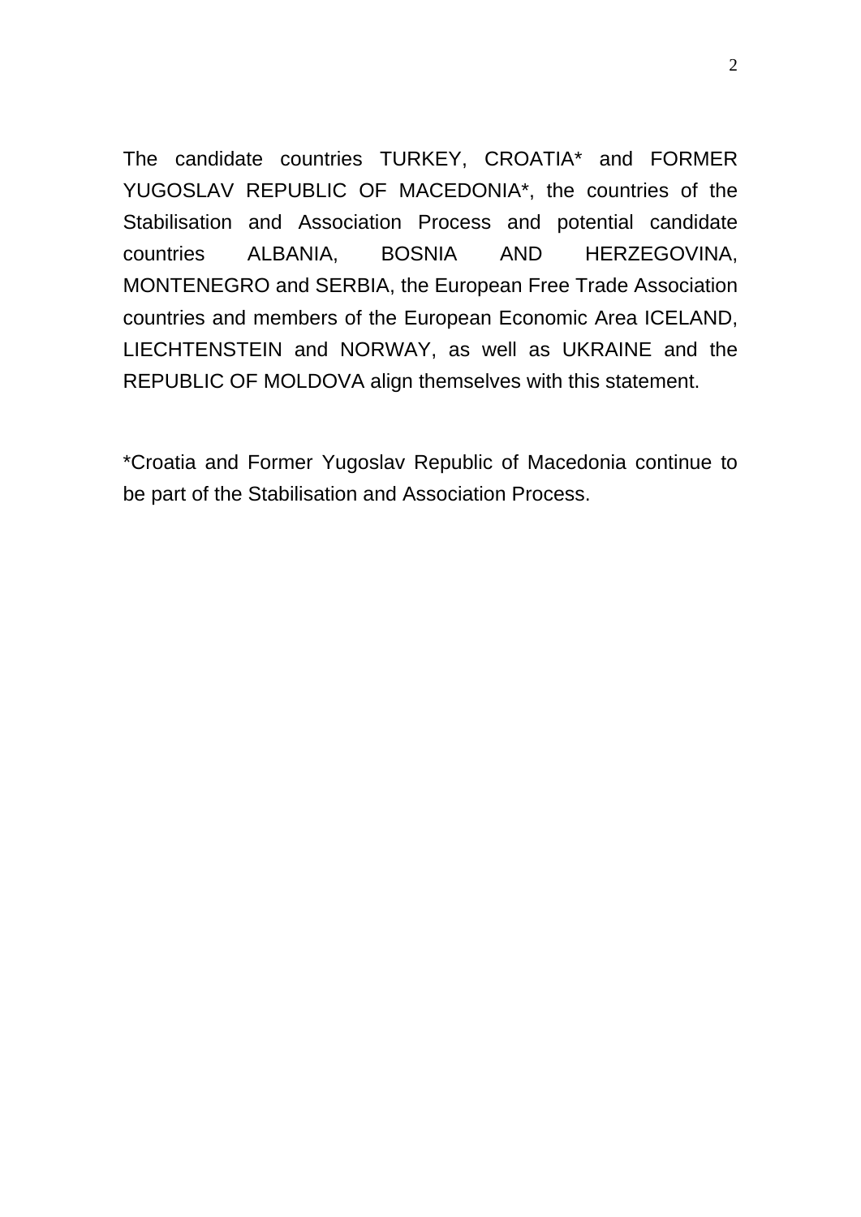The candidate countries TURKEY, CROATIA* and FORMER YUGOSLAV REPUBLIC OF MACEDONIA*, the countries of the Stabilisation and Association Process and potential candidate countries ALBANIA, BOSNIA AND HERZEGOVINA, MONTENEGRO and SERBIA, the European Free Trade Association countries and members of the European Economic Area ICELAND, LIECHTENSTEIN and NORWAY, as well as UKRAINE and the REPUBLIC OF MOLDOVA align themselves with this statement.

*Croatia and Former Yugoslav Republic of Macedonia continue to be part of the Stabilisation and Association Process.